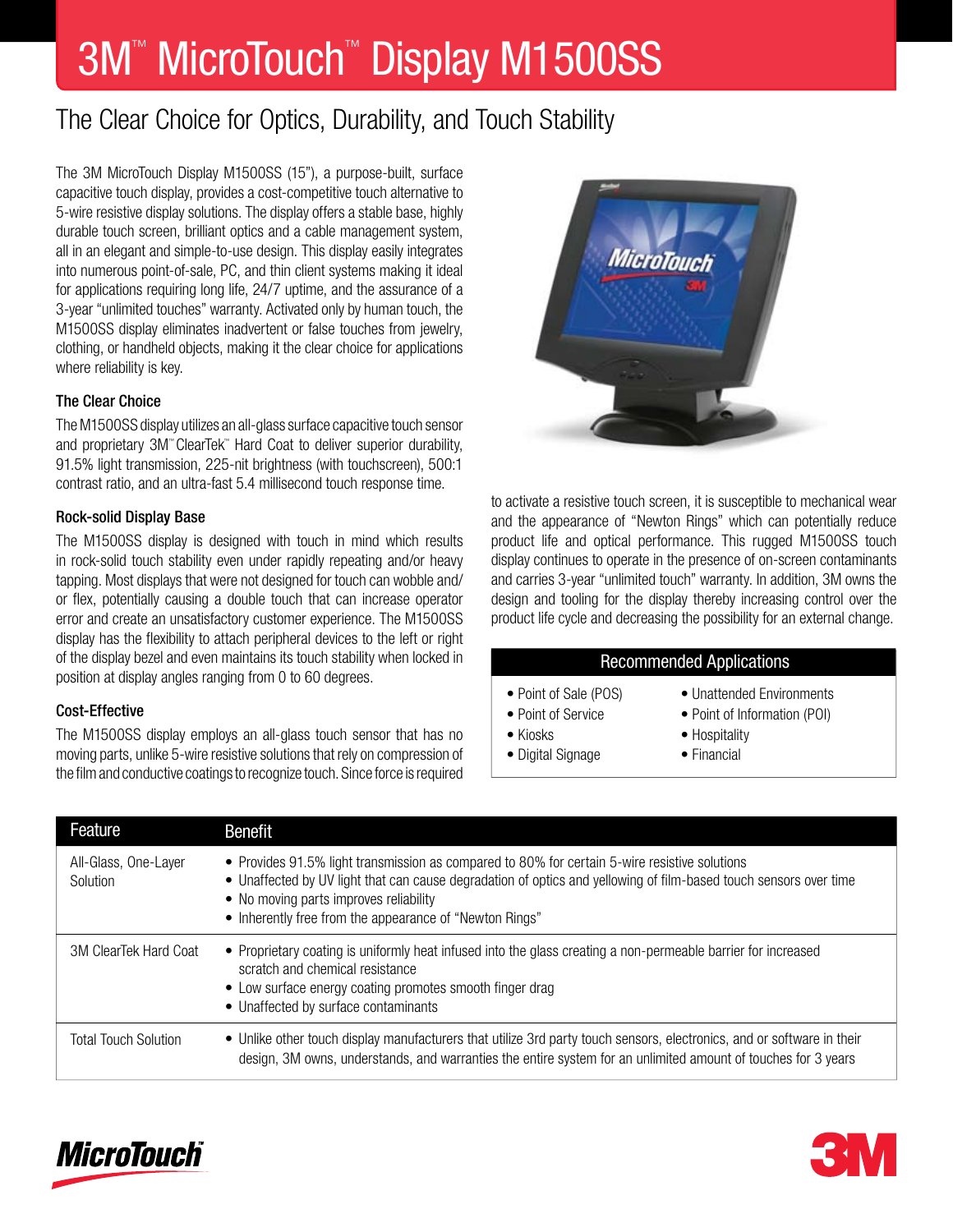# 3M™ MicroTouch™ Display M1500SS

## The Clear Choice for Optics, Durability, and Touch Stability

The 3M MicroTouch Display M1500SS (15"), a purpose-built, surface capacitive touch display, provides a cost-competitive touch alternative to 5-wire resistive display solutions. The display offers a stable base, highly durable touch screen, brilliant optics and a cable management system, all in an elegant and simple-to-use design. This display easily integrates into numerous point-of-sale, PC, and thin client systems making it ideal for applications requiring long life, 24/7 uptime, and the assurance of a 3-year "unlimited touches" warranty. Activated only by human touch, the M1500SS display eliminates inadvertent or false touches from jewelry, clothing, or handheld objects, making it the clear choice for applications where reliability is key.

### The Clear Choice

The M1500SS display utilizes an all-glass surface capacitive touch sensor and proprietary 3M™ ClearTek™ Hard Coat to deliver superior durability, 91.5% light transmission, 225-nit brightness (with touchscreen), 500:1 contrast ratio, and an ultra-fast 5.4 millisecond touch response time.

### Rock-solid Display Base

The M1500SS display is designed with touch in mind which results in rock-solid touch stability even under rapidly repeating and/or heavy tapping. Most displays that were not designed for touch can wobble and/or flex, potentially causing a double touch that can increase operator error and create an unsatisfactory customer experience. The M1500SS display has the flexibility to attach peripheral devices to the left or right of the display bezel and even maintains its touch stability when locked in position at display angles ranging from 0 to 60 degrees.

### Cost-Effective

The M1500SS display employs an all-glass touch sensor that has no moving parts, unlike 5-wire resistive solutions that rely on compression of the film and conductive coatings to recognize touch. Since force is required to activate a resistive touch screen, it is susceptible to mechanical wear and the appearance of "Newton Rings" which can potentially reduce product life and optical performance. This rugged M1500SS touch display continues to operate in the presence of on-screen contaminants and carries 3-year "unlimited touch" warranty. In addition, 3M owns the design and tooling for the display thereby increasing control over the product life cycle and decreasing the possibility for an external change.

### Recommended Applications

- Point of Sale (POS)
- Point of Service
- Kiosks
- Digital Signage
- Unattended Environments
- Point of Information (POI)
- Hospitality
- Financial

| Feature | Benefit |
|---|---|
| All-Glass, One-Layer Solution | • Provides 91.5% light transmission as compared to 80% for certain 5-wire resistive solutions<br>• Unaffected by UV light that can cause degradation of optics and yellowing of film-based touch sensors over time<br>• No moving parts improves reliability<br>• Inherently free from the appearance of "Newton Rings" |
| 3M ClearTek Hard Coat | • Proprietary coating is uniformly heat infused into the glass creating a non-permeable barrier for increased scratch and chemical resistance<br>• Low surface energy coating promotes smooth finger drag<br>• Unaffected by surface contaminants |
| Total Touch Solution | • Unlike other touch display manufacturers that utilize 3rd party touch sensors, electronics, and or software in their design, 3M owns, understands, and warranties the entire system for an unlimited amount of touches for 3 years |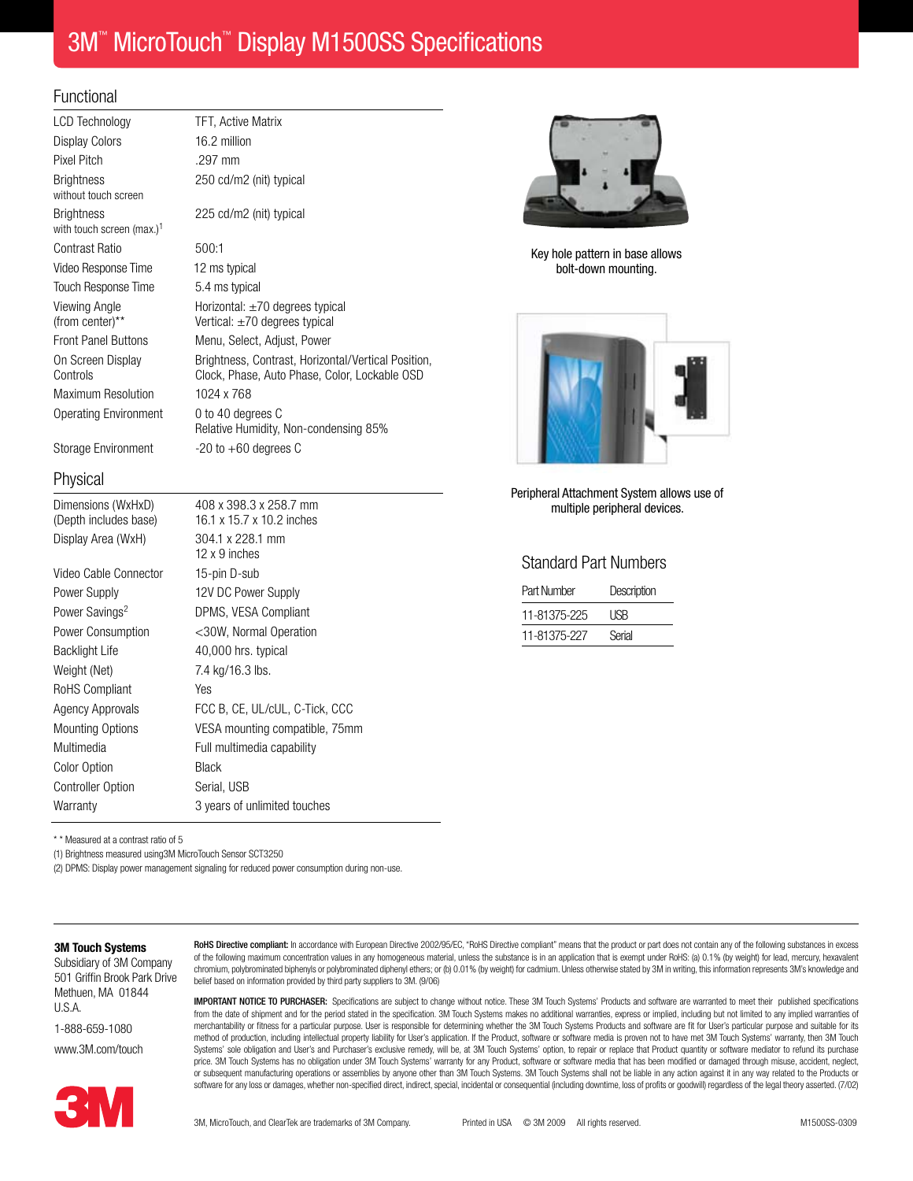# 3M™ MicroTouch™ Display M1500SS Specifications

## Functional

| | |
|---|---|
| LCD Technology | TFT, Active Matrix |
| Display Colors | 16.2 million |
| Pixel Pitch | .297 mm |
| Brightness without touch screen | 250 cd/m2 (nit) typical |
| Brightness with touch screen (max.)[1] | 225 cd/m2 (nit) typical |
| Contrast Ratio | 500:1 |
| Video Response Time | 12 ms typical |
| Touch Response Time | 5.4 ms typical |
| Viewing Angle (from center)** | Horizontal: ±70 degrees typical<br>Vertical: ±70 degrees typical |
| Front Panel Buttons | Menu, Select, Adjust, Power |
| On Screen Display Controls | Brightness, Contrast, Horizontal/Vertical Position, Clock, Phase, Auto Phase, Color, Lockable OSD |
| Maximum Resolution | 1024 x 768 |
| Operating Environment | 0 to 40 degrees C<br>Relative Humidity, Non-condensing 85% |
| Storage Environment | -20 to +60 degrees C |

## Physical

| | |
|---|---|
| Dimensions (WxHxD) (Depth includes base) | 408 x 398.3 x 258.7 mm<br>16.1 x 15.7 x 10.2 inches |
| Display Area (WxH) | 304.1 x 228.1 mm<br>12 x 9 inches |
| Video Cable Connector | 15-pin D-sub |
| Power Supply | 12V DC Power Supply |
| Power Savings[2] | DPMS, VESA Compliant |
| Power Consumption | <30W, Normal Operation |
| Backlight Life | 40,000 hrs. typical |
| Weight (Net) | 7.4 kg/16.3 lbs. |
| RoHS Compliant | Yes |
| Agency Approvals | FCC B, CE, UL/cUL, C-Tick, CCC |
| Mounting Options | VESA mounting compatible, 75mm |
| Multimedia | Full multimedia capability |
| Color Option | Black |
| Controller Option | Serial, USB |
| Warranty | 3 years of unlimited touches |

* * Measured at a contrast ratio of 5

(1) Brightness measured using3M MicroTouch Sensor SCT3250

(2) DPMS: Display power management signaling for reduced power consumption during non-use.

Key hole pattern in base allows bolt-down mounting.

Peripheral Attachment System allows use of multiple peripheral devices.

## Standard Part Numbers

| Part Number | Description |
|---|---|
| 11-81375-225 | USB |
| 11-81375-227 | Serial |

**3M Touch Systems**
Subsidiary of 3M Company
501 Griffin Brook Park Drive
Methuen, MA 01844
U.S.A.

1-888-659-1080

www.3M.com/touch

**RoHS Directive compliant:** In accordance with European Directive 2002/95/EC, "RoHS Directive compliant" means that the product or part does not contain any of the following substances in excess of the following maximum concentration values in any homogeneous material, unless the substance is in an application that is exempt under RoHS: (a) 0.1% (by weight) for lead, mercury, hexavalent chromium, polybrominated biphenyls or polybrominated diphenyl ethers; or (b) 0.01% (by weight) for cadmium. Unless otherwise stated by 3M in writing, this information represents 3M's knowledge and belief based on information provided by third party suppliers to 3M. (9/06)

**IMPORTANT NOTICE TO PURCHASER:** Specifications are subject to change without notice. These 3M Touch Systems' Products and software are warranted to meet their published specifications from the date of shipment and for the period stated in the specification. 3M Touch Systems makes no additional warranties, express or implied, including but not limited to any implied warranties of merchantability or fitness for a particular purpose. User is responsible for determining whether the 3M Touch Systems Products and software are fit for User's particular purpose and suitable for its method of production, including intellectual property liability for User's application. If the Product, software or software media is proven not to have met 3M Touch Systems' warranty, then 3M Touch Systems' sole obligation and User's and Purchaser's exclusive remedy, will be, at 3M Touch Systems' option, to repair or replace that Product quantity or software mediator to refund its purchase price. 3M Touch Systems has no obligation under 3M Touch Systems' warranty for any Product, software or software media that has been modified or damaged through misuse, accident, neglect, or subsequent manufacturing operations or assemblies by anyone other than 3M Touch Systems. 3M Touch Systems shall not be liable in any action against it in any way related to the Products or software for any loss or damages, whether non-specified direct, indirect, special, incidental or consequential (including downtime, loss of profits or goodwill) regardless of the legal theory asserted. (7/02)

3M, MicroTouch, and ClearTek are trademarks of 3M Company. Printed in USA © 3M 2009 All rights reserved. M1500SS-0309